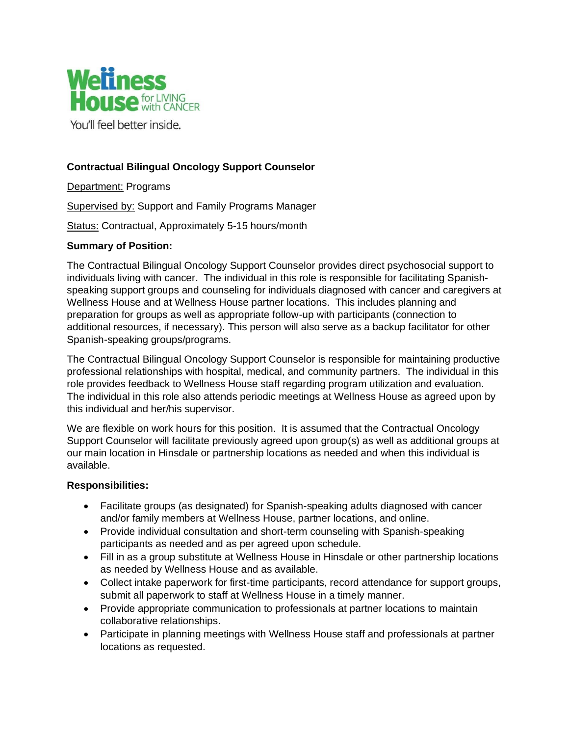Wellness House for LIVING with CANCER

You'll feel better inside.

**Contractual Bilingual Oncology Support Counselor**

Department: Programs

Supervised by: Support and Family Programs Manager

Status: Contractual, Approximately 5-15 hours/month

**Summary of Position:**

The Contractual Bilingual Oncology Support Counselor provides direct psychosocial support to individuals living with cancer. The individual in this role is responsible for facilitating Spanish-speaking support groups and counseling for individuals diagnosed with cancer and caregivers at Wellness House and at Wellness House partner locations. This includes planning and preparation for groups as well as appropriate follow-up with participants (connection to additional resources, if necessary). This person will also serve as a backup facilitator for other Spanish-speaking groups/programs.

The Contractual Bilingual Oncology Support Counselor is responsible for maintaining productive professional relationships with hospital, medical, and community partners. The individual in this role provides feedback to Wellness House staff regarding program utilization and evaluation. The individual in this role also attends periodic meetings at Wellness House as agreed upon by this individual and her/his supervisor.

We are flexible on work hours for this position. It is assumed that the Contractual Oncology Support Counselor will facilitate previously agreed upon group(s) as well as additional groups at our main location in Hinsdale or partnership locations as needed and when this individual is available.

**Responsibilities:**

- Facilitate groups (as designated) for Spanish-speaking adults diagnosed with cancer and/or family members at Wellness House, partner locations, and online.
- Provide individual consultation and short-term counseling with Spanish-speaking participants as needed and as per agreed upon schedule.
- Fill in as a group substitute at Wellness House in Hinsdale or other partnership locations as needed by Wellness House and as available.
- Collect intake paperwork for first-time participants, record attendance for support groups, submit all paperwork to staff at Wellness House in a timely manner.
- Provide appropriate communication to professionals at partner locations to maintain collaborative relationships.
- Participate in planning meetings with Wellness House staff and professionals at partner locations as requested.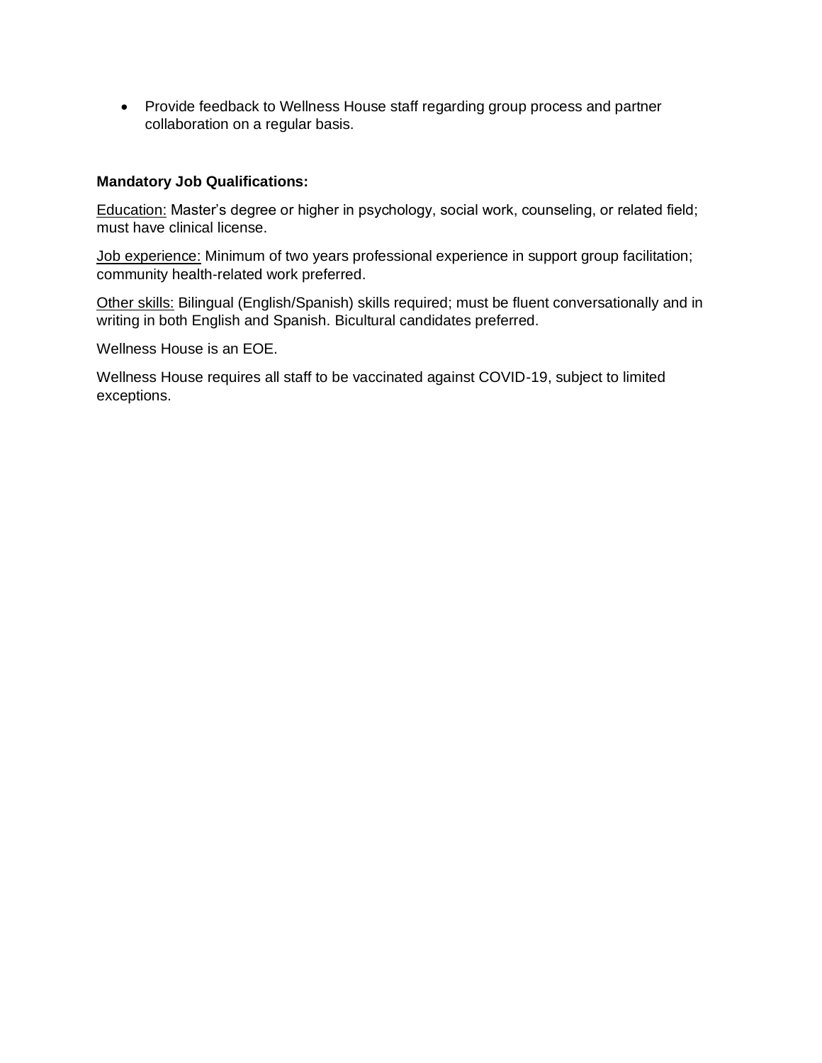- Provide feedback to Wellness House staff regarding group process and partner collaboration on a regular basis.

**Mandatory Job Qualifications:**

Education: Master's degree or higher in psychology, social work, counseling, or related field; must have clinical license.

Job experience: Minimum of two years professional experience in support group facilitation; community health-related work preferred.

Other skills: Bilingual (English/Spanish) skills required; must be fluent conversationally and in writing in both English and Spanish. Bicultural candidates preferred.

Wellness House is an EOE.

Wellness House requires all staff to be vaccinated against COVID-19, subject to limited exceptions.